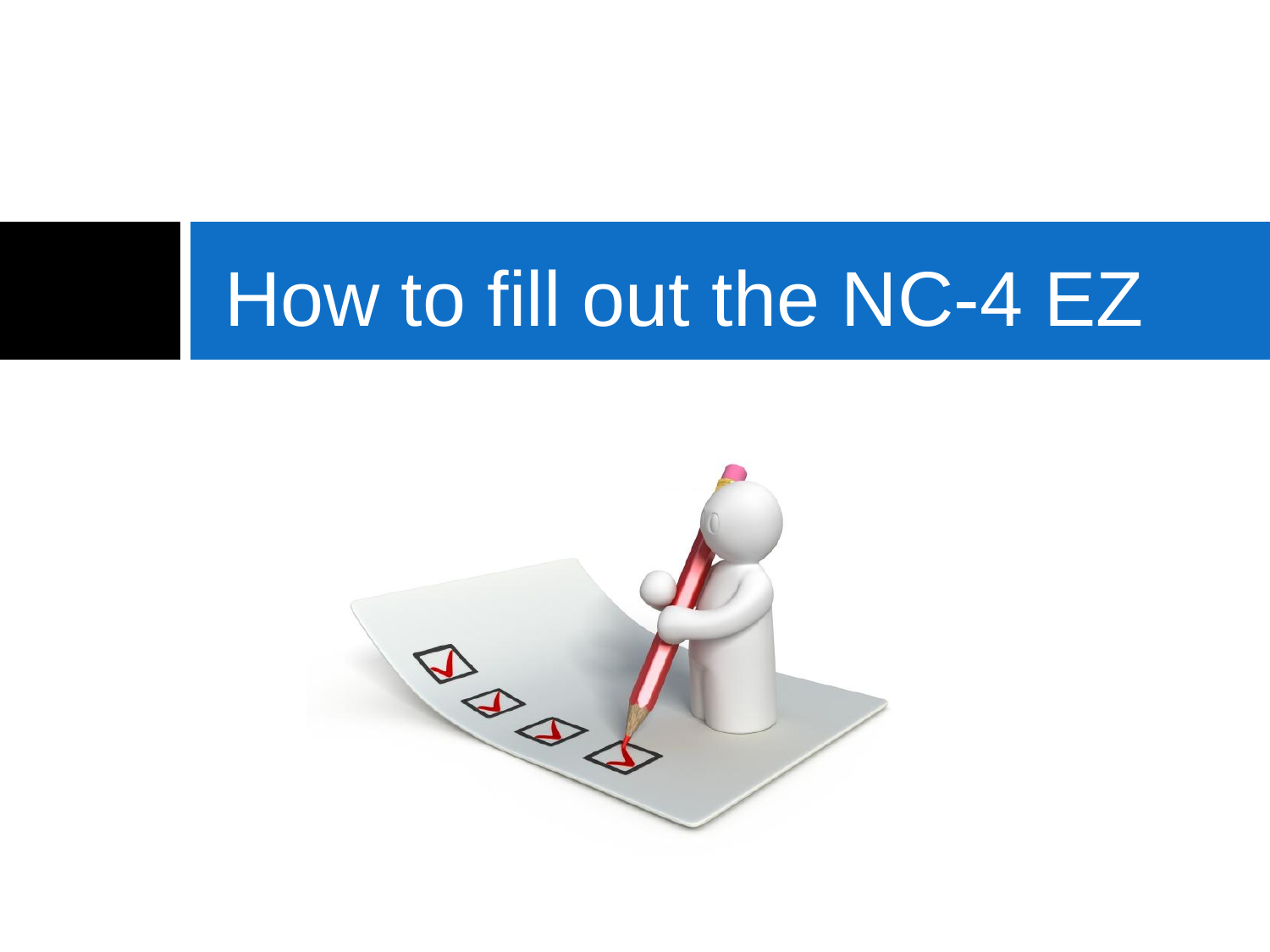# How to fill out the NC-4 EZ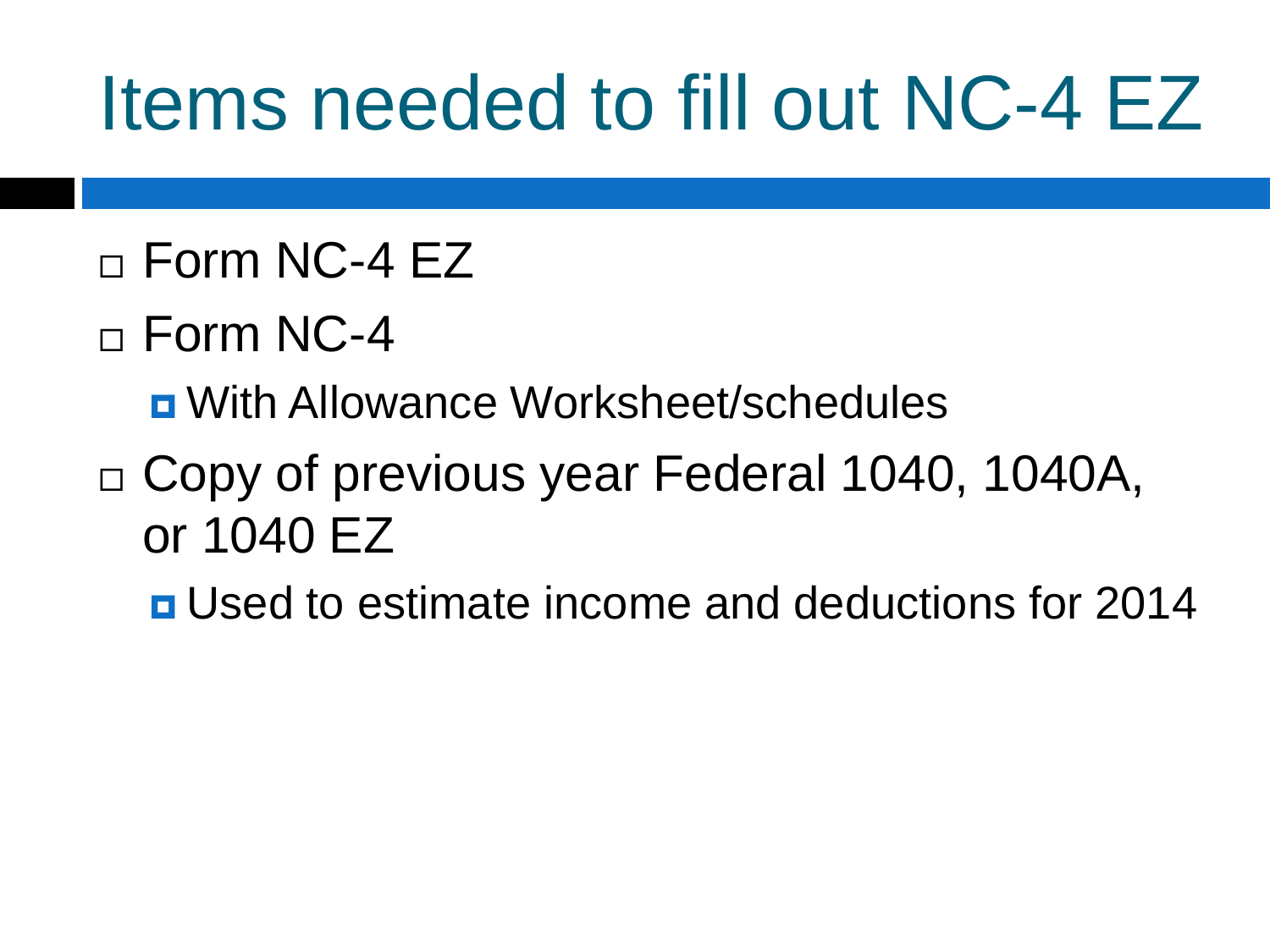# Items needed to fill out NC-4 EZ

- Form NC-4 EZ
- Form NC-4
  - With Allowance Worksheet/schedules
- Copy of previous year Federal 1040, 1040A, or 1040 EZ
  - Used to estimate income and deductions for 2014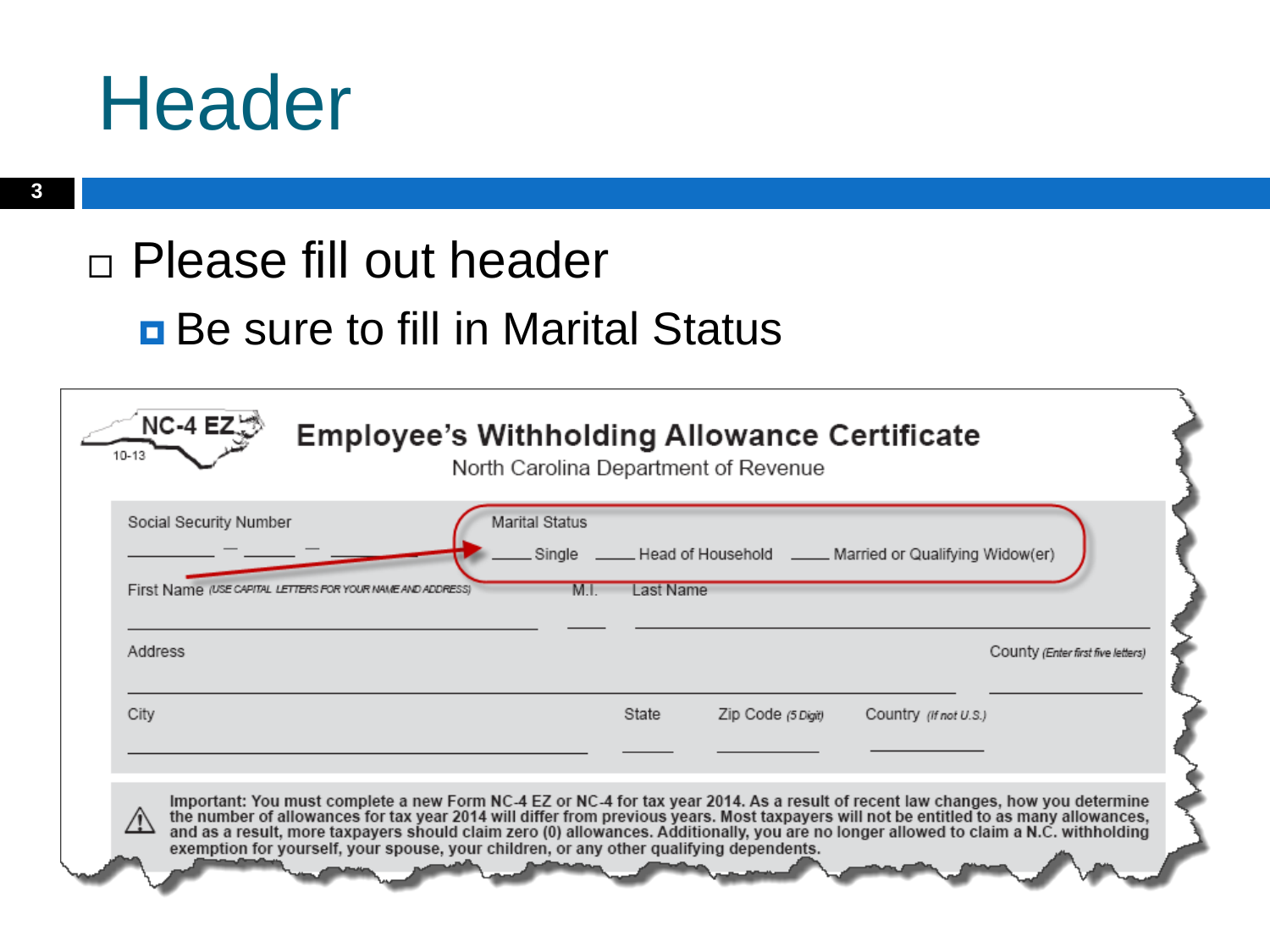# Header

- Please fill out header
  - Be sure to fill in Marital Status

**NC-4 EZ**
10-13

## Employee's Withholding Allowance Certificate

North Carolina Department of Revenue

Social Security Number
_____ – _____ – _____

Marital Status
____ Single ____ Head of Household ____ Married or Qualifying Widow(er)

First Name *(USE CAPITAL LETTERS FOR YOUR NAME AND ADDRESS)* M.I. Last Name

Address County *(Enter first five letters)*

City State Zip Code *(5 Digit)* Country *(If not U.S.)*

**Important: You must complete a new Form NC-4 EZ or NC-4 for tax year 2014. As a result of recent law changes, how you determine the number of allowances for tax year 2014 will differ from previous years. Most taxpayers will not be entitled to as many allowances, and as a result, more taxpayers should claim zero (0) allowances. Additionally, you are no longer allowed to claim a N.C. withholding exemption for yourself, your spouse, your children, or any other qualifying dependents.**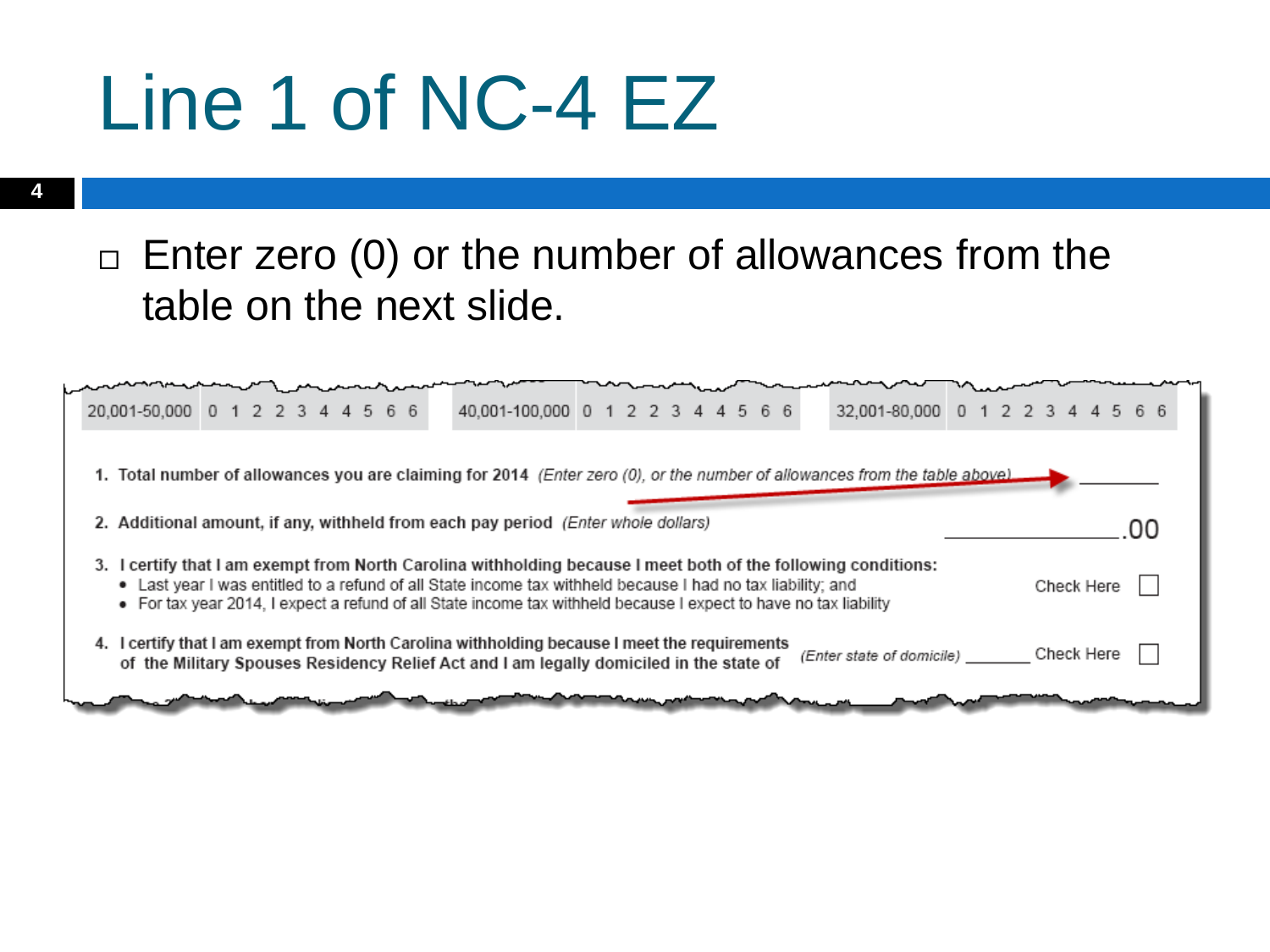# Line 1 of NC-4 EZ

- Enter zero (0) or the number of allowances from the table on the next slide.

| 20,001-50,000 | 0 | 1 | 2 | 2 | 3 | 4 | 4 | 5 | 6 | 6 | 40,001-100,000 | 0 | 1 | 2 | 2 | 3 | 4 | 4 | 5 | 6 | 6 | 32,001-80,000 | 0 | 1 | 2 | 2 | 3 | 4 | 4 | 5 | 6 | 6 |
|---|---|---|---|---|---|---|---|---|---|---|---|---|---|---|---|---|---|---|---|---|---|---|---|---|---|---|---|---|---|---|---|---|

1. **Total number of allowances you are claiming for 2014** *(Enter zero (0), or the number of allowances from the table above)* \_\_\_\_\_\_\_\_

2. **Additional amount, if any, withheld from each pay period** *(Enter whole dollars)* \_\_\_\_\_\_\_\_\_\_\_\_\_\_\_\_.00

3. **I certify that I am exempt from North Carolina withholding because I meet both of the following conditions:**
   - Last year I was entitled to a refund of all State income tax withheld because I had no tax liability; and
   - For tax year 2014, I expect a refund of all State income tax withheld because I expect to have no tax liability

   Check Here ☐

4. **I certify that I am exempt from North Carolina withholding because I meet the requirements of the Military Spouses Residency Relief Act and I am legally domiciled in the state of** *(Enter state of domicile)* \_\_\_\_\_\_\_ Check Here ☐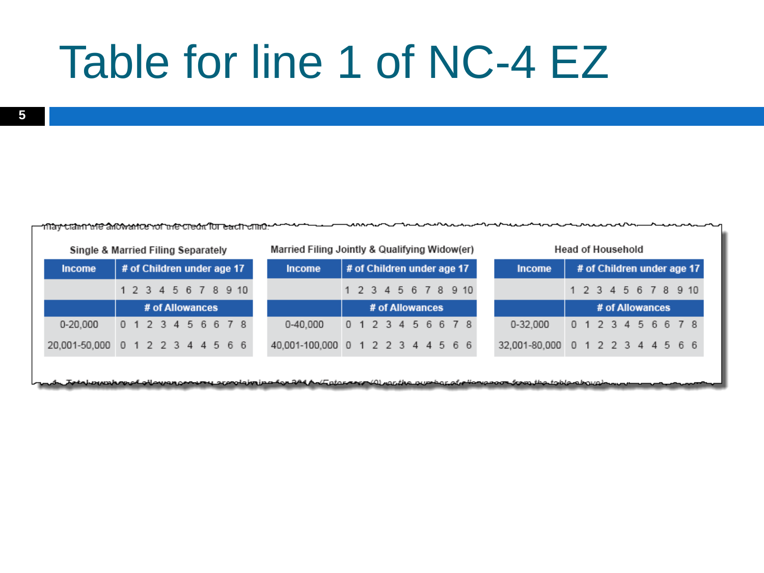# Table for line 1 of NC-4 EZ

may claim the allowance for the credit for each child.

**Single & Married Filing Separately**

| Income | # of Children under age 17 | | | | | | | | | |
|---|---|---|---|---|---|---|---|---|---|---|
| | 1 | 2 | 3 | 4 | 5 | 6 | 7 | 8 | 9 | 10 |
| | # of Allowances | | | | | | | | | |
| 0-20,000 | 0 | 1 | 2 | 3 | 4 | 5 | 6 | 6 | 7 | 8 |
| 20,001-50,000 | 0 | 1 | 2 | 2 | 3 | 4 | 4 | 5 | 6 | 6 |

**Married Filing Jointly & Qualifying Widow(er)**

| Income | # of Children under age 17 | | | | | | | | | |
|---|---|---|---|---|---|---|---|---|---|---|
| | 1 | 2 | 3 | 4 | 5 | 6 | 7 | 8 | 9 | 10 |
| | # of Allowances | | | | | | | | | |
| 0-40,000 | 0 | 1 | 2 | 3 | 4 | 5 | 6 | 6 | 7 | 8 |
| 40,001-100,000 | 0 | 1 | 2 | 2 | 3 | 4 | 4 | 5 | 6 | 6 |

**Head of Household**

| Income | # of Children under age 17 | | | | | | | | | |
|---|---|---|---|---|---|---|---|---|---|---|
| | 1 | 2 | 3 | 4 | 5 | 6 | 7 | 8 | 9 | 10 |
| | # of Allowances | | | | | | | | | |
| 0-32,000 | 0 | 1 | 2 | 3 | 4 | 5 | 6 | 6 | 7 | 8 |
| 32,001-80,000 | 0 | 1 | 2 | 2 | 3 | 4 | 4 | 5 | 6 | 6 |

1. Total number of allowances you are claiming for 2014 (Enter zero (0) or the number of allowances from the table above)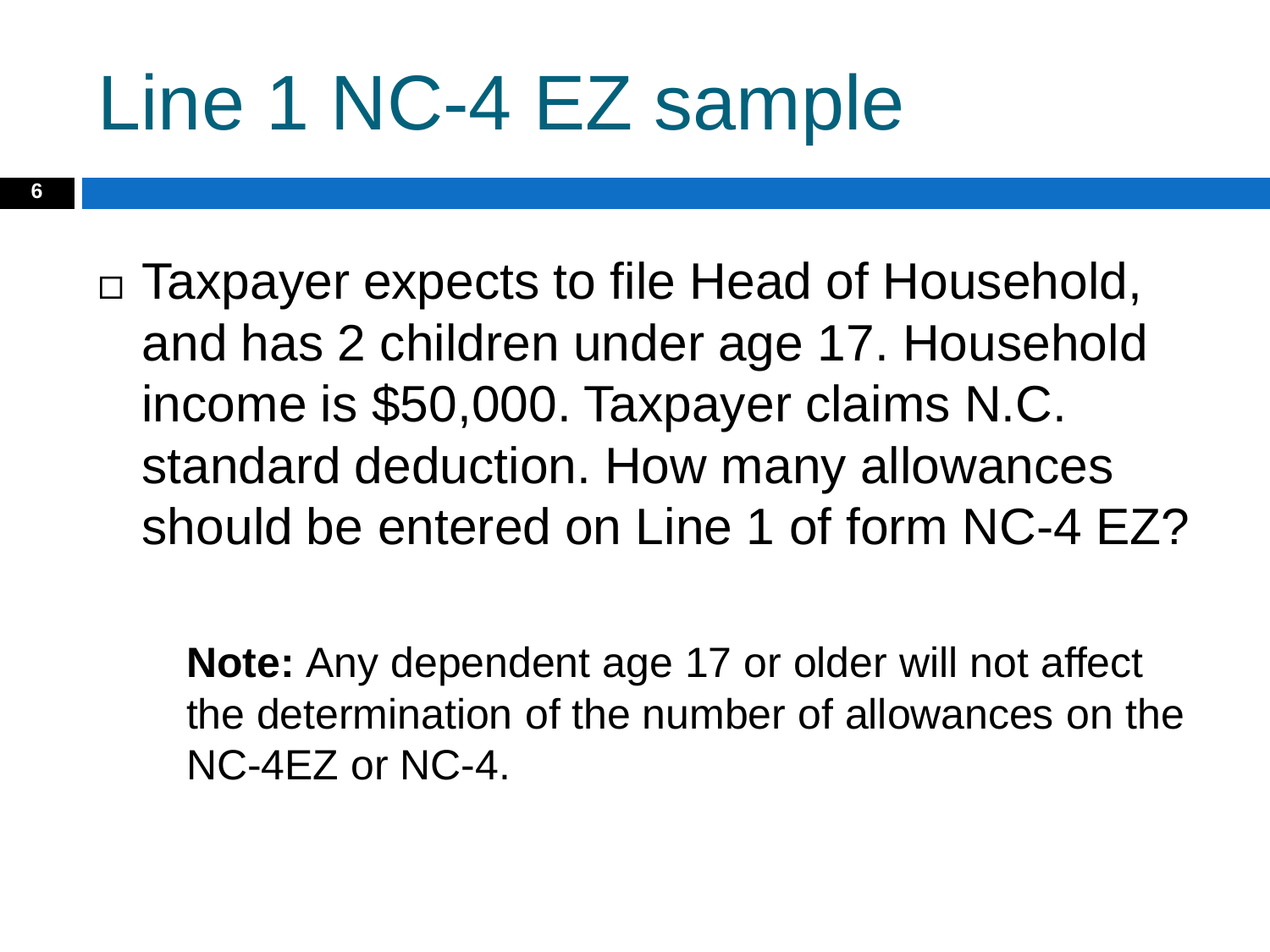# Line 1 NC-4 EZ sample

- Taxpayer expects to file Head of Household, and has 2 children under age 17. Household income is $50,000. Taxpayer claims N.C. standard deduction. How many allowances should be entered on Line 1 of form NC-4 EZ?

  **Note:** Any dependent age 17 or older will not affect the determination of the number of allowances on the NC-4EZ or NC-4.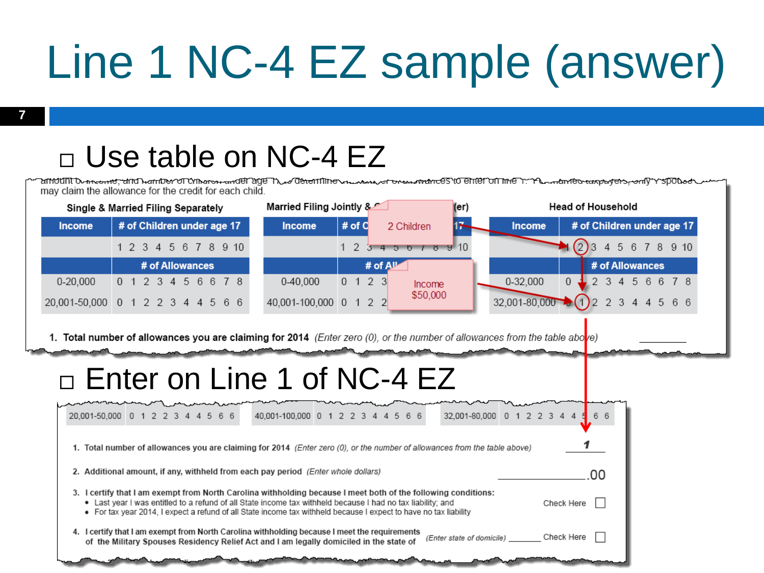# Line 1 NC-4 EZ sample (answer)

- Use table on NC-4 EZ

may claim the allowance for the credit for each child.

| Single & Married Filing Separately | | Married Filing Jointly & Q...(er) | | Head of Household | |
|---|---|---|---|---|---|
| Income | # of Children under age 17 | Income | # of C... 17 | Income | # of Children under age 17 |
| | 1 2 3 4 5 6 7 8 9 10 | | 1 2 3 4 5 6 7 8 9 10 | | 1 2 3 4 5 6 7 8 9 10 |
| | # of Allowances | | # of All... | | # of Allowances |
| 0-20,000 | 0 1 2 3 4 5 6 6 7 8 | 0-40,000 | 0 1 2 3 ... | 0-32,000 | 0 1 2 3 4 5 6 6 7 8 |
| 20,001-50,000 | 0 1 2 2 3 4 4 5 6 6 | 40,001-100,000 | 0 1 2 2 ... | 32,001-80,000 | 0 1 2 2 3 4 4 5 6 6 |

2 Children

Income $50,000

1. Total number of allowances you are claiming for 2014 *(Enter zero (0), or the number of allowances from the table above)* ________

- Enter on Line 1 of NC-4 EZ

| 20,001-50,000 | 0 1 2 2 3 4 4 5 6 6 | 40,001-100,000 | 0 1 2 2 3 4 4 5 6 6 | 32,001-80,000 | 0 1 2 2 3 4 4 5 6 6 |
|---|---|---|---|---|---|

1. Total number of allowances you are claiming for 2014 *(Enter zero (0), or the number of allowances from the table above)* ___1___

2. Additional amount, if any, withheld from each pay period *(Enter whole dollars)* ________.00

3. I certify that I am exempt from North Carolina withholding because I meet both of the following conditions: Check Here ☐
   - Last year I was entitled to a refund of all State income tax withheld because I had no tax liability; and
   - For tax year 2014, I expect a refund of all State income tax withheld because I expect to have no tax liability

4. I certify that I am exempt from North Carolina withholding because I meet the requirements of the Military Spouses Residency Relief Act and I am legally domiciled in the state of *(Enter state of domicile)* ________ Check Here ☐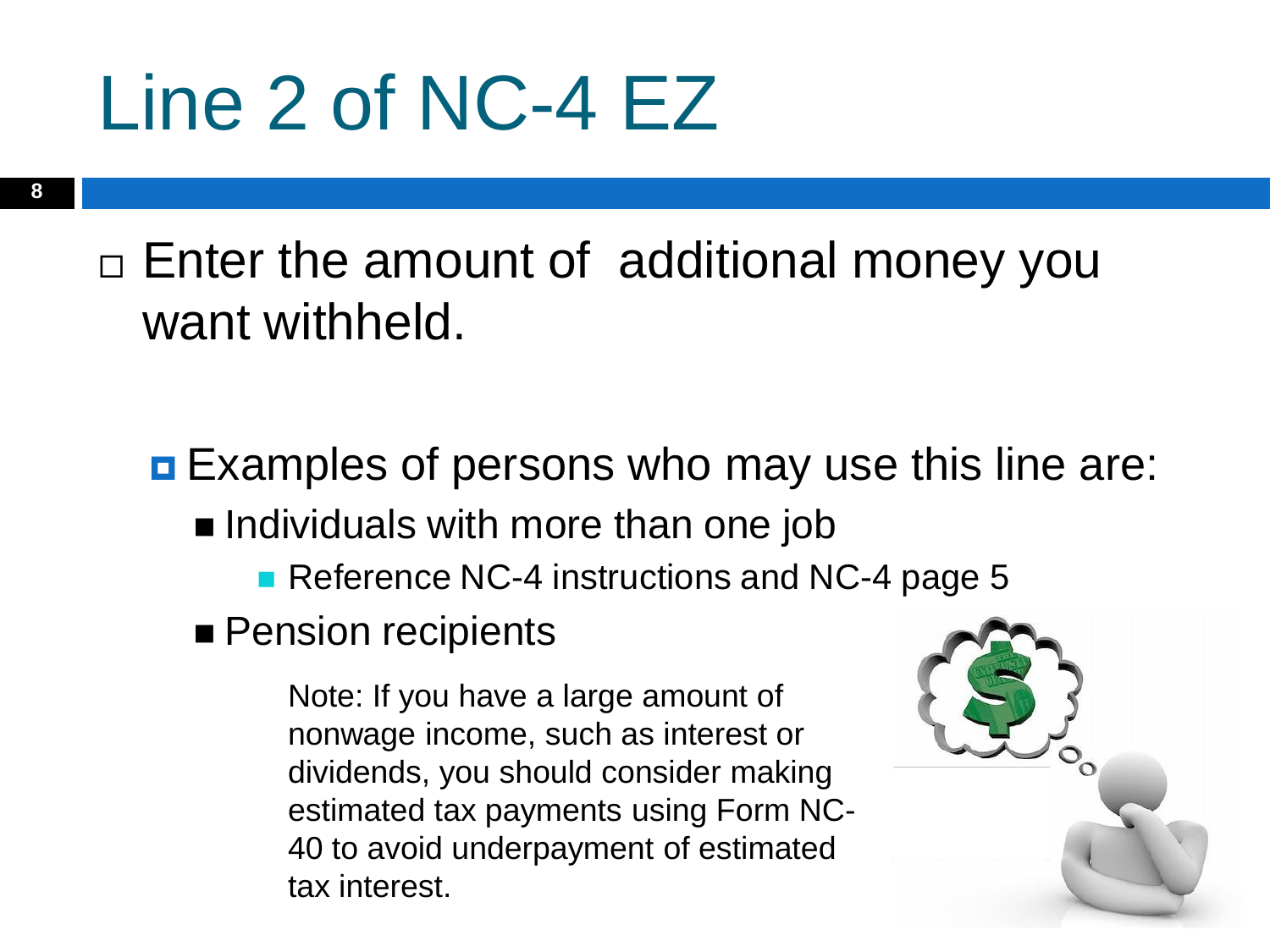# Line 2 of NC-4 EZ

- Enter the amount of additional money you want withheld.

  - Examples of persons who may use this line are:
    - Individuals with more than one job
      - Reference NC-4 instructions and NC-4 page 5
    - Pension recipients

      Note: If you have a large amount of nonwage income, such as interest or dividends, you should consider making estimated tax payments using Form NC-40 to avoid underpayment of estimated tax interest.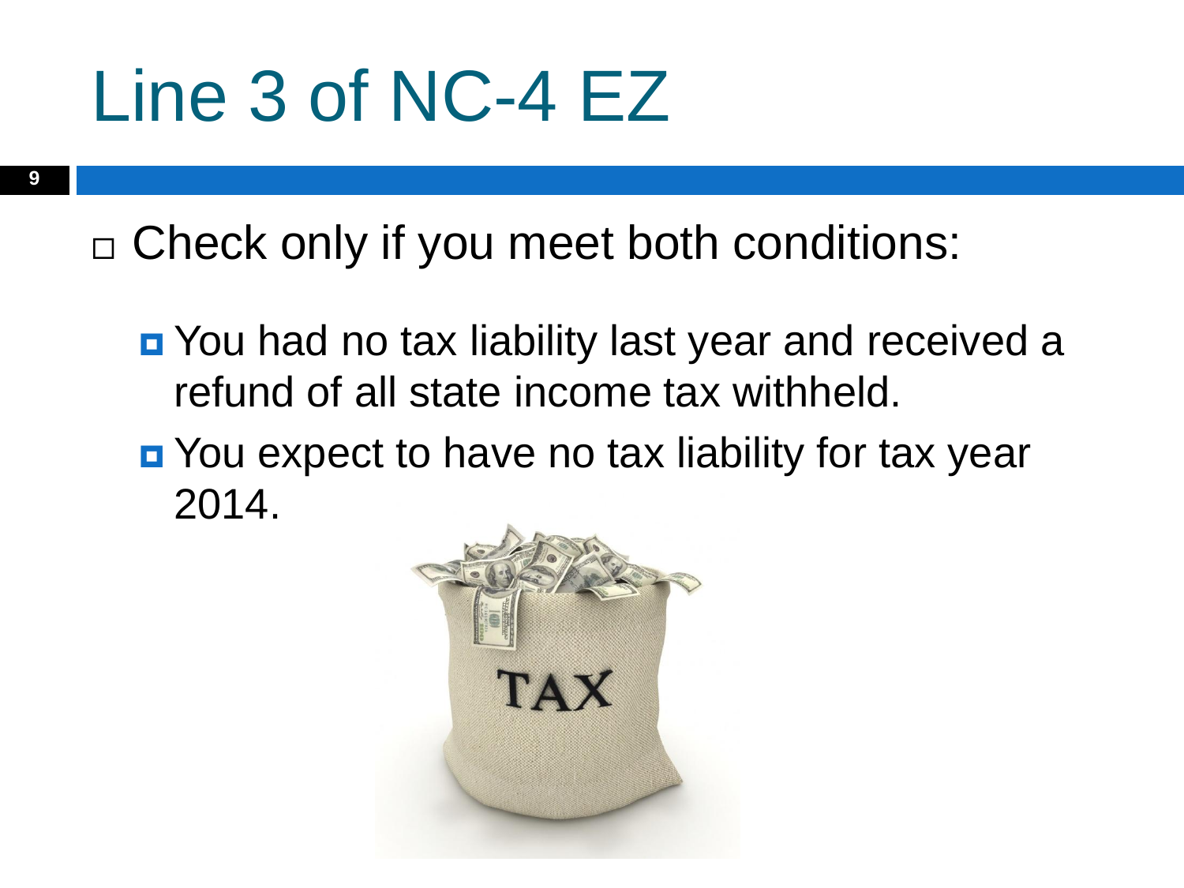# Line 3 of NC-4 EZ

- Check only if you meet both conditions:
  - You had no tax liability last year and received a refund of all state income tax withheld.
  - You expect to have no tax liability for tax year 2014.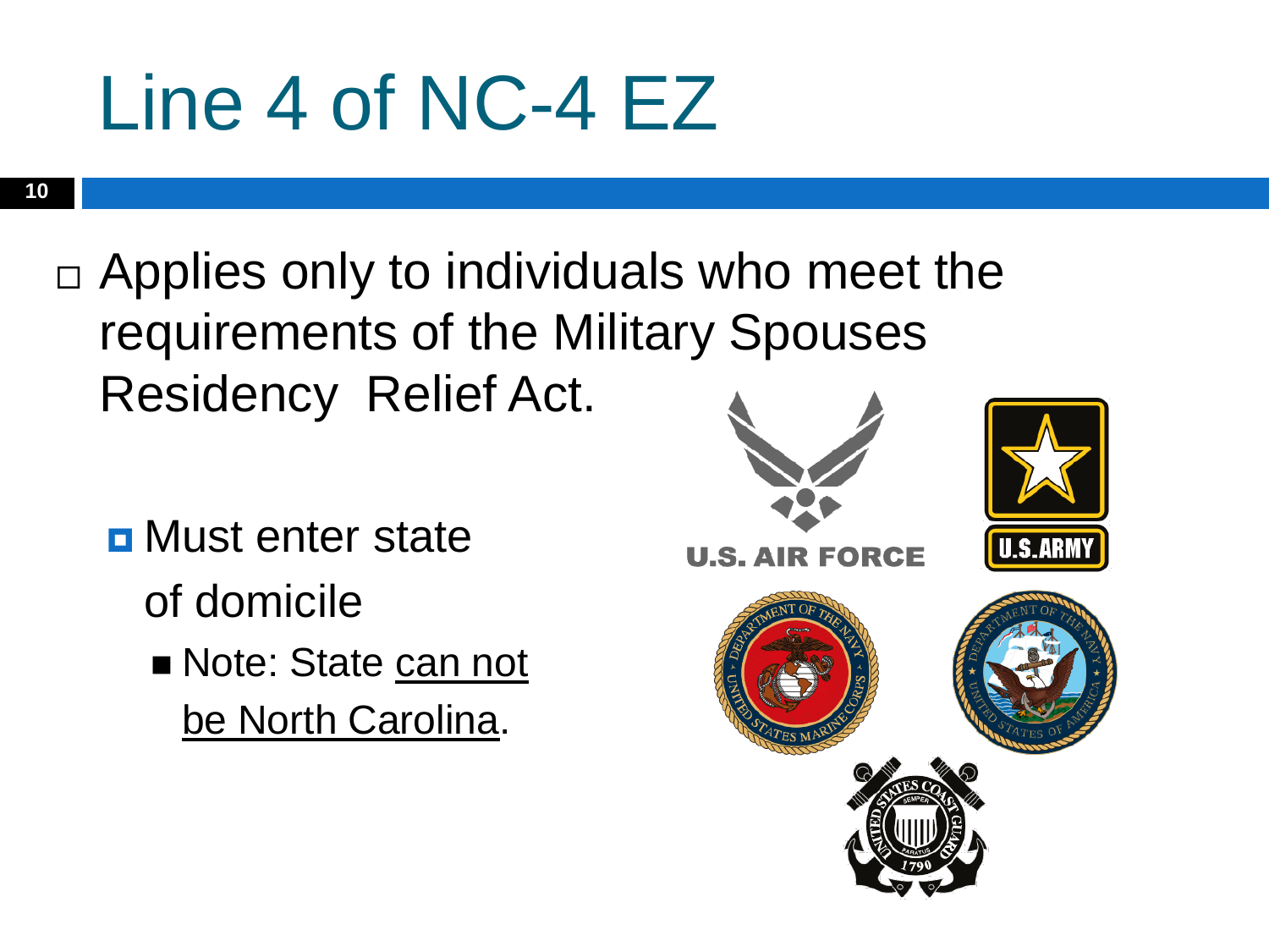# Line 4 of NC-4 EZ

- Applies only to individuals who meet the requirements of the Military Spouses Residency Relief Act.
  - Must enter state of domicile
    - Note: State <u>can not be North Carolina</u>.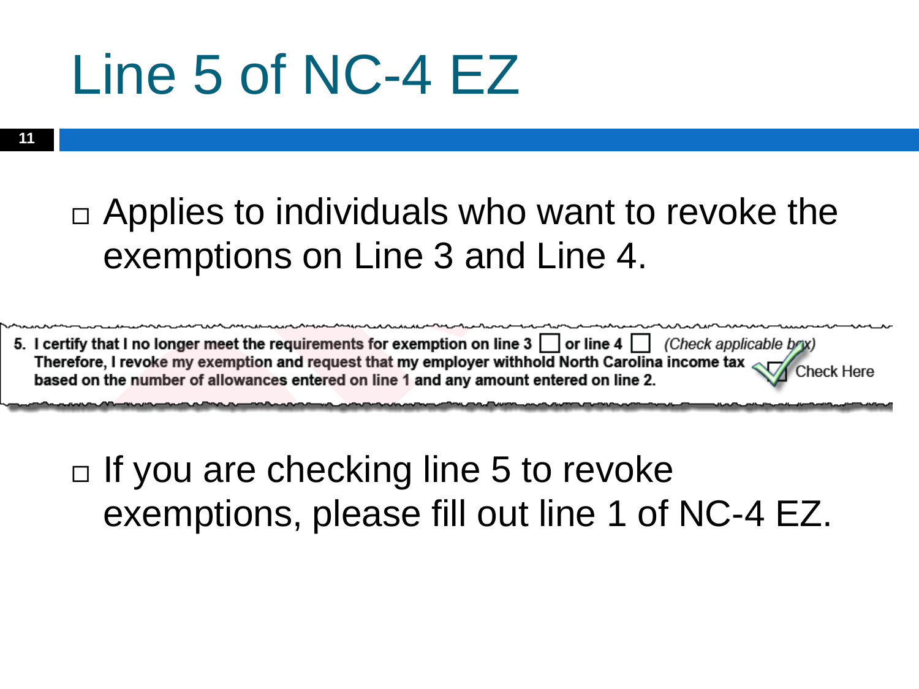# Line 5 of NC-4 EZ

- Applies to individuals who want to revoke the exemptions on Line 3 and Line 4.

5. **I certify that I no longer meet the requirements for exemption on line 3 ☐ or line 4 ☐** *(Check applicable box)*
**Therefore, I revoke my exemption and request that my employer withhold North Carolina income tax based on the number of allowances entered on line 1 and any amount entered on line 2.** ☐ Check Here

- If you are checking line 5 to revoke exemptions, please fill out line 1 of NC-4 EZ.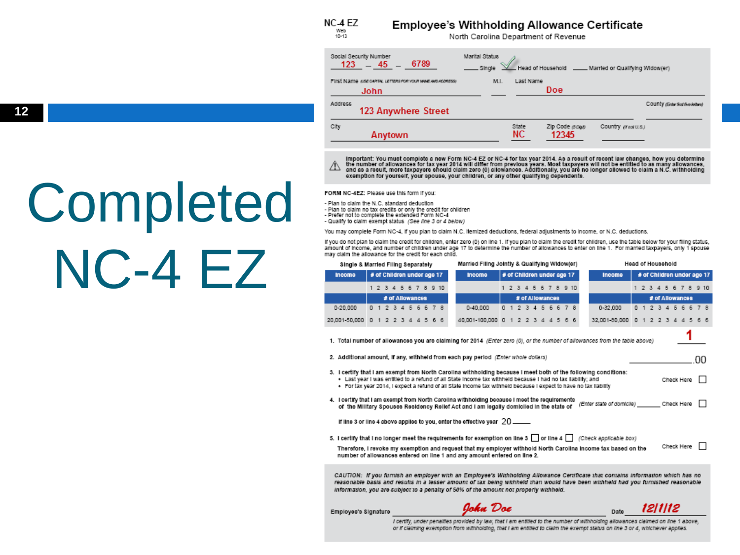# Completed NC-4 EZ

**NC-4 EZ** Web 10-13

## Employee's Withholding Allowance Certificate

North Carolina Department of Revenue

Social Security Number: 123 – 45 – 6789

Marital Status: ___ Single ✓ Head of Household ___ Married or Qualifying Widow(er)

First Name (USE CAPITAL LETTERS FOR YOUR NAME AND ADDRESS): John  M.I.: ___  Last Name: Doe

Address: 123 Anywhere Street  County (Enter first five letters): ___

City: Anytown  State: NC  Zip Code (5 Digit): 12345  Country (If not U.S.): ___

⚠ Important: You must complete a new Form NC-4 EZ or NC-4 for tax year 2014. As a result of recent law changes, how you determine the number of allowances for tax year 2014 will differ from previous years. Most taxpayers will not be entitled to as many allowances, and as a result, more taxpayers should claim zero (0) allowances. Additionally, you are no longer allowed to claim a N.C. withholding exemption for yourself, your spouse, your children, or any other qualifying dependents.

**FORM NC-4EZ:** Please use this form if you:

- Plan to claim the N.C. standard deduction
- Plan to claim no tax credits or only the credit for children
- Prefer not to complete the extended Form NC-4
- Qualify to claim exempt status *(See line 3 or 4 below)*

You may complete Form NC-4, if you plan to claim N.C. itemized deductions, federal adjustments to income, or N.C. deductions.

If you do not plan to claim the credit for children, enter zero (0) on line 1. If you plan to claim the credit for children, use the table below for your filing status, amount of income, and number of children under age 17 to determine the number of allowances to enter on line 1. For married taxpayers, only 1 spouse may claim the allowance for the credit for each child.

**Single & Married Filing Separately**

| Income | # of Children under age 17 | | | | | | | | | |
|---|---|---|---|---|---|---|---|---|---|---|
| | 1 | 2 | 3 | 4 | 5 | 6 | 7 | 8 | 9 | 10 |
| | # of Allowances | | | | | | | | | |
| 0-20,000 | 0 | 1 | 2 | 3 | 4 | 5 | 6 | 6 | 7 | 8 |
| 20,001-50,000 | 0 | 1 | 2 | 2 | 3 | 4 | 4 | 5 | 6 | 6 |

**Married Filing Jointly & Qualifying Widow(er)**

| Income | # of Children under age 17 | | | | | | | | | |
|---|---|---|---|---|---|---|---|---|---|---|
| | 1 | 2 | 3 | 4 | 5 | 6 | 7 | 8 | 9 | 10 |
| | # of Allowances | | | | | | | | | |
| 0-40,000 | 0 | 1 | 2 | 3 | 4 | 5 | 6 | 6 | 7 | 8 |
| 40,001-100,000 | 0 | 1 | 2 | 2 | 3 | 4 | 4 | 5 | 6 | 6 |

**Head of Household**

| Income | # of Children under age 17 | | | | | | | | | |
|---|---|---|---|---|---|---|---|---|---|---|
| | 1 | 2 | 3 | 4 | 5 | 6 | 7 | 8 | 9 | 10 |
| | # of Allowances | | | | | | | | | |
| 0-32,000 | 0 | 1 | 2 | 3 | 4 | 5 | 6 | 6 | 7 | 8 |
| 32,001-80,000 | 0 | 1 | 2 | 2 | 3 | 4 | 4 | 5 | 6 | 6 |

1. Total number of allowances you are claiming for 2014 *(Enter zero (0), or the number of allowances from the table above)* **1**
2. Additional amount, if any, withheld from each pay period *(Enter whole dollars)* ______ .00
3. I certify that I am exempt from North Carolina withholding because I meet both of the following conditions:
   - Last year I was entitled to a refund of all State income tax withheld because I had no tax liability; and
   - For tax year 2014, I expect a refund of all State income tax withheld because I expect to have no tax liability

   Check Here ☐
4. I certify that I am exempt from North Carolina withholding because I meet the requirements of the Military Spouses Residency Relief Act and I am legally domiciled in the state of *(Enter state of domicile)* ______ Check Here ☐

   If line 3 or line 4 above applies to you, enter the effective year 20____
5. I certify that I no longer meet the requirements for exemption on line 3 ☐ or line 4 ☐ *(Check applicable box)*

   Therefore, I revoke my exemption and request that my employer withhold North Carolina income tax based on the number of allowances entered on line 1 and any amount entered on line 2. Check Here ☐

*CAUTION: If you furnish an employer with an Employee's Withholding Allowance Certificate that contains information which has no reasonable basis and results in a lesser amount of tax being withheld than would have been withheld had you furnished reasonable information, you are subject to a penalty of 50% of the amount not properly withheld.*

Employee's Signature: *John Doe*  Date: *12/1/12*

*I certify, under penalties provided by law, that I am entitled to the number of withholding allowances claimed on line 1 above, or if claiming exemption from withholding, that I am entitled to claim the exempt status on line 3 or 4, whichever applies.*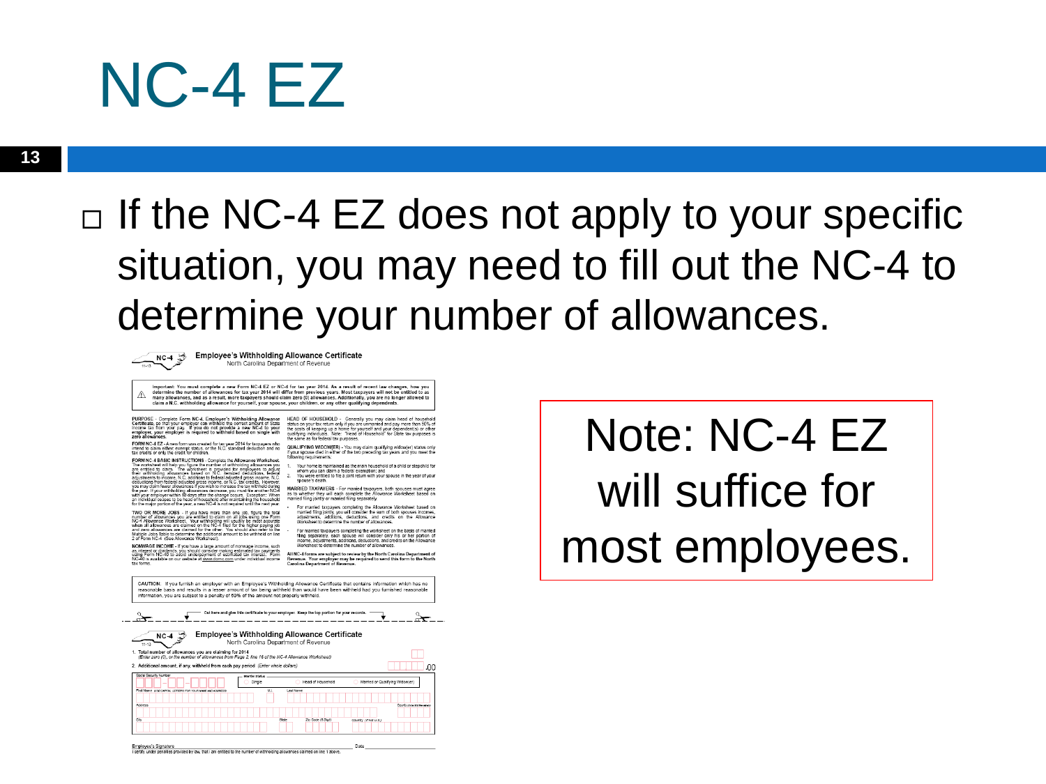# NC-4 EZ

- If the NC-4 EZ does not apply to your specific situation, you may need to fill out the NC-4 to determine your number of allowances.

Note: NC-4 EZ will suffice for most employees.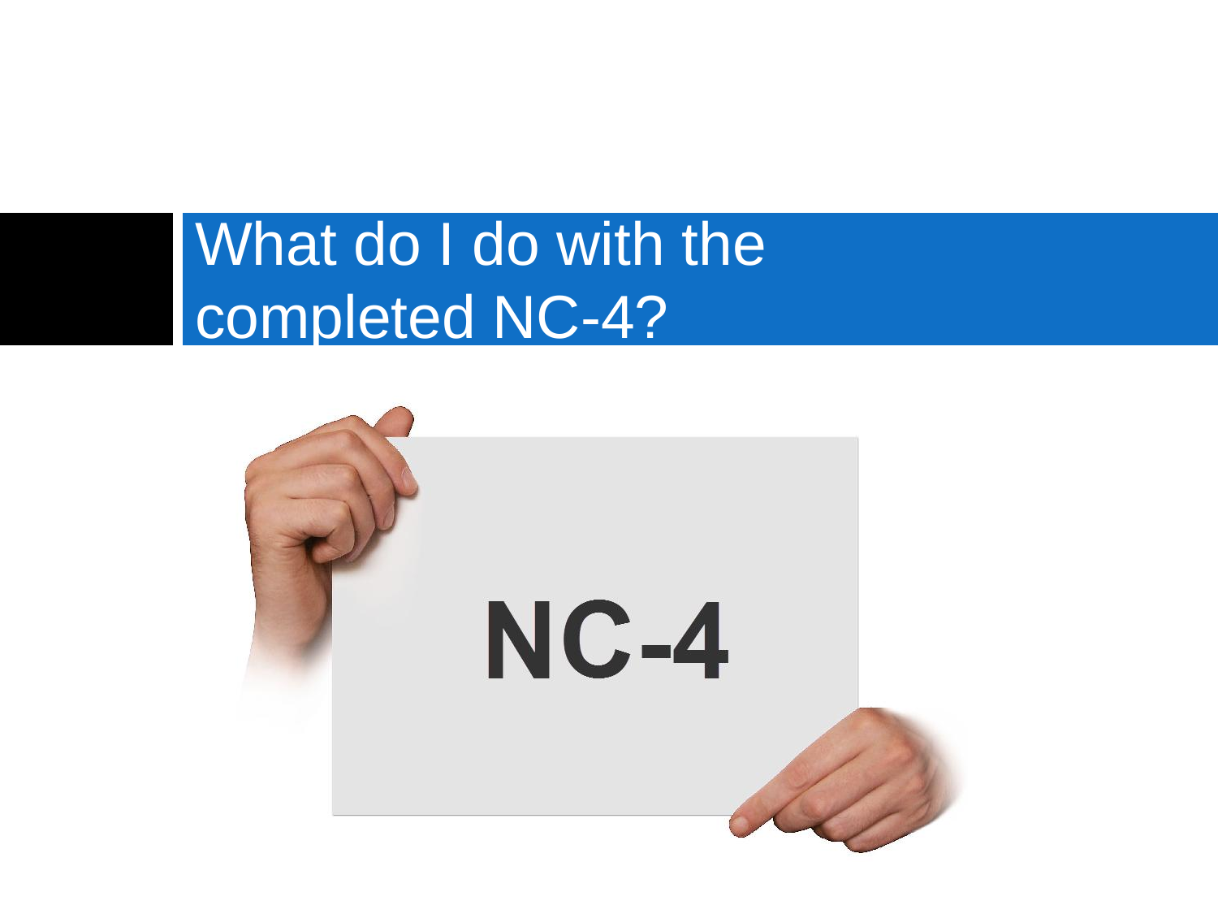# What do I do with the completed NC-4?

NC-4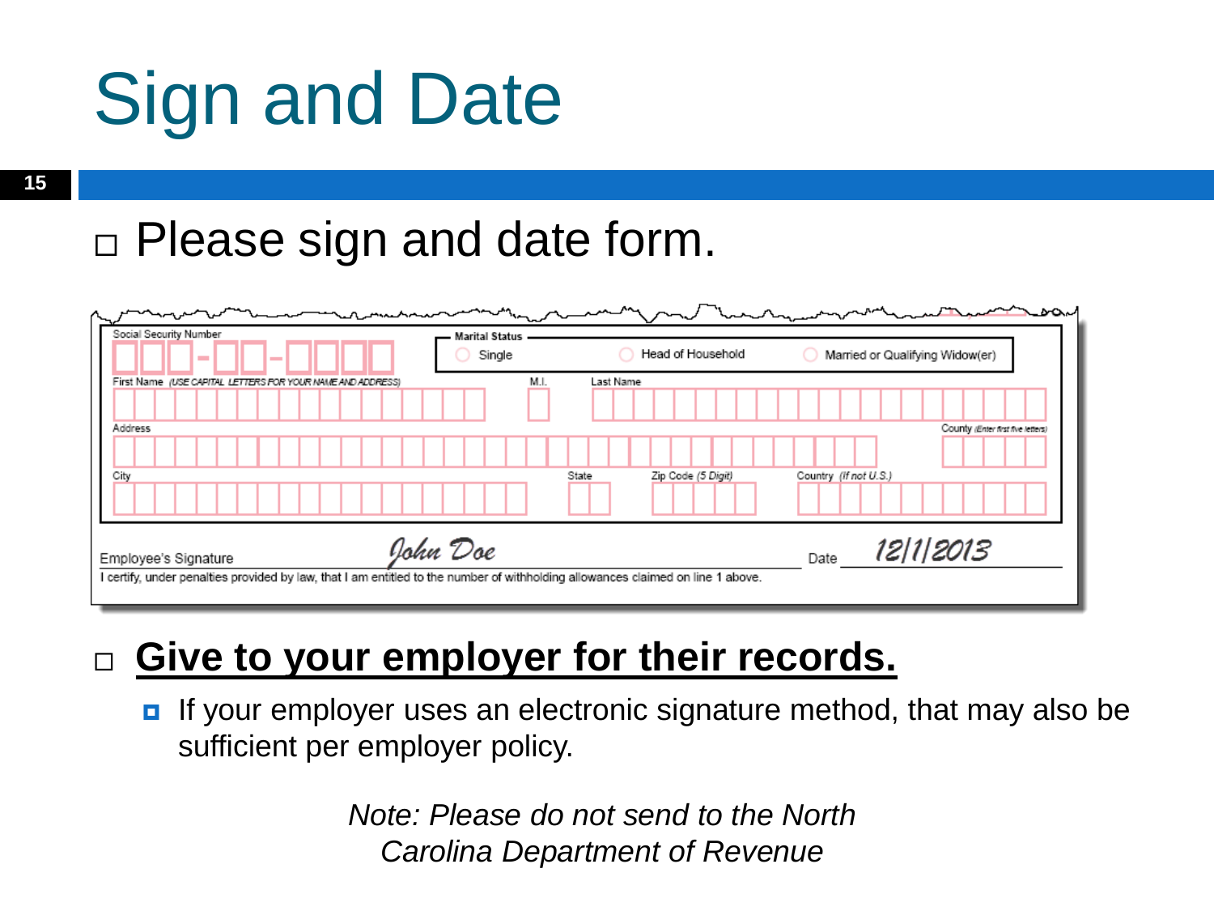# Sign and Date

- Please sign and date form.

Social Security Number

Marital Status: Single / Head of Household / Married or Qualifying Widow(er)

First Name (USE CAPITAL LETTERS FOR YOUR NAME AND ADDRESS) | M.I. | Last Name

Address | County (Enter first five letters)

City | State | Zip Code (5 Digit) | Country (If not U.S.)

Employee's Signature *John Doe* Date *12/1/2013*

I certify, under penalties provided by law, that I am entitled to the number of withholding allowances claimed on line 1 above.

- **Give to your employer for their records.**
  - If your employer uses an electronic signature method, that may also be sufficient per employer policy.

*Note: Please do not send to the North Carolina Department of Revenue*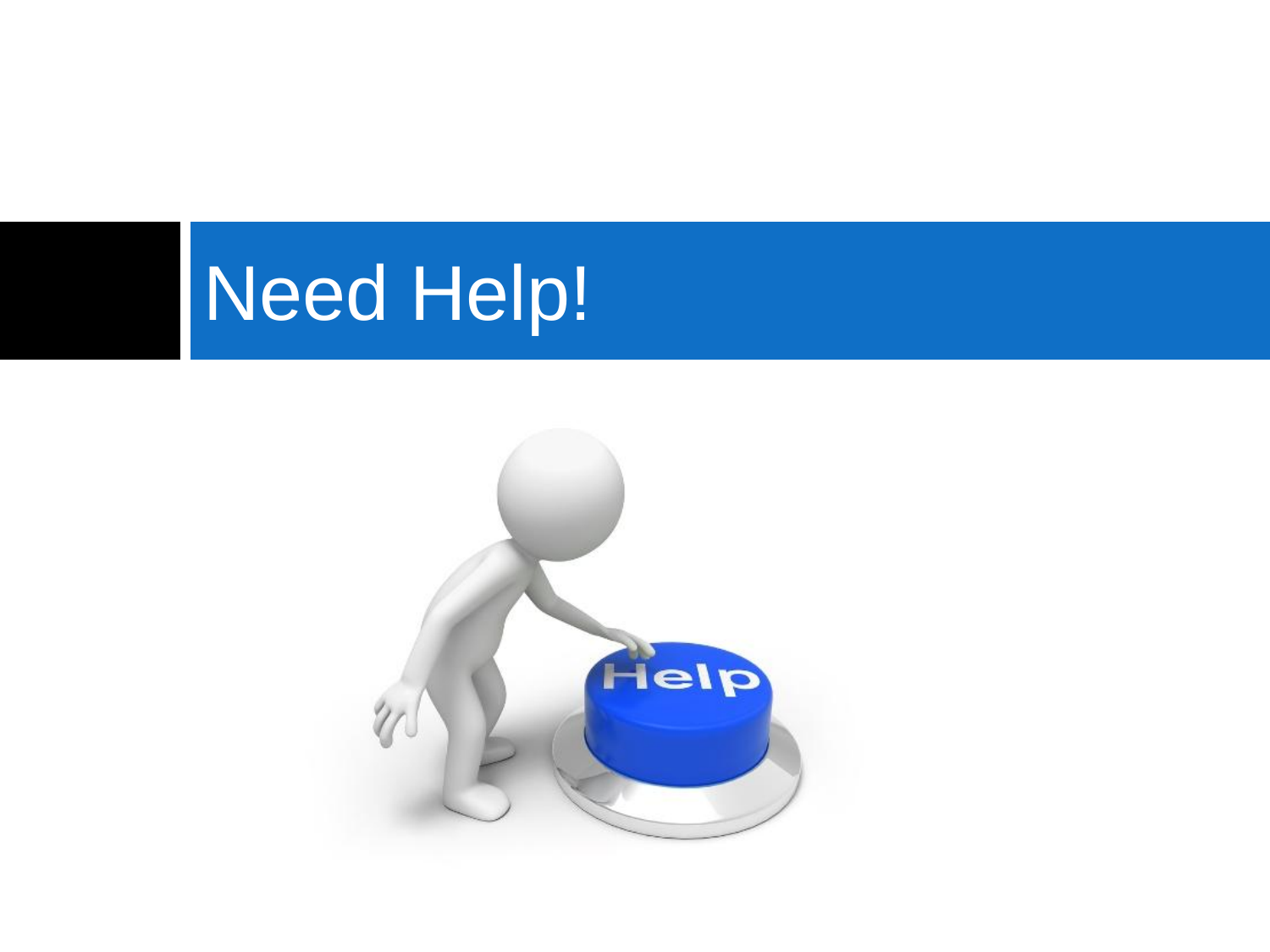# Need Help!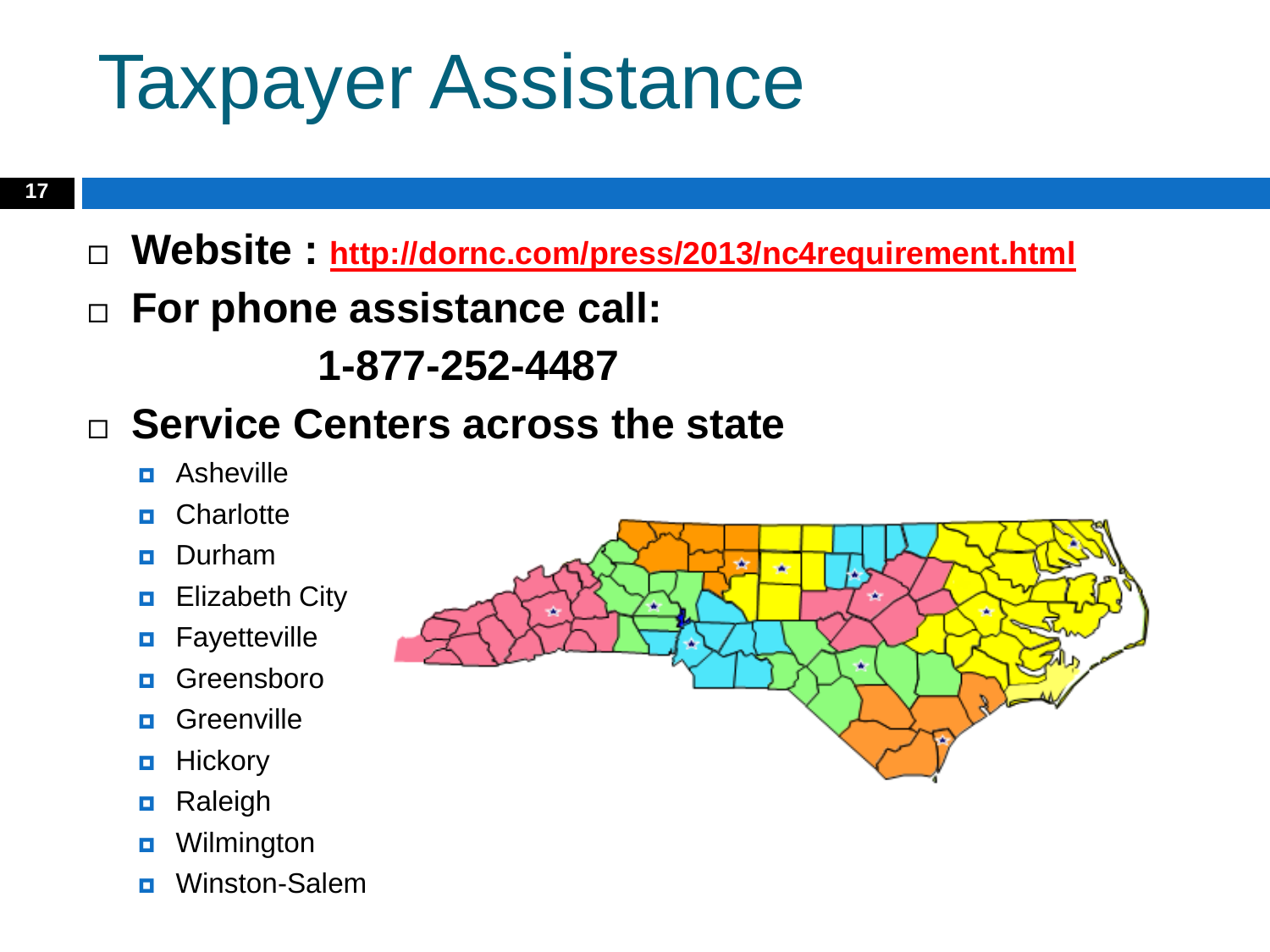# Taxpayer Assistance

- **Website :** **http://dornc.com/press/2013/nc4requirement.html**
- **For phone assistance call:**

  **1-877-252-4487**
- **Service Centers across the state**
  - Asheville
  - Charlotte
  - Durham
  - Elizabeth City
  - Fayetteville
  - Greensboro
  - Greenville
  - Hickory
  - Raleigh
  - Wilmington
  - Winston-Salem